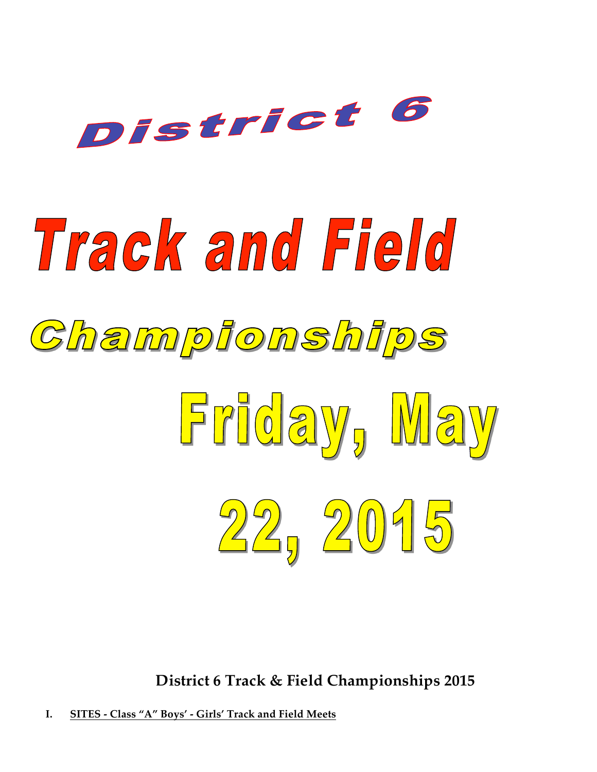# District 6

# Track and Field

# Championships

# Friday, May 22, 2015

**District 6 Track & Field Championships 2015**

**I. <u>SITES - Class "A" Boys' - Girls' Track and Field Meets</u>**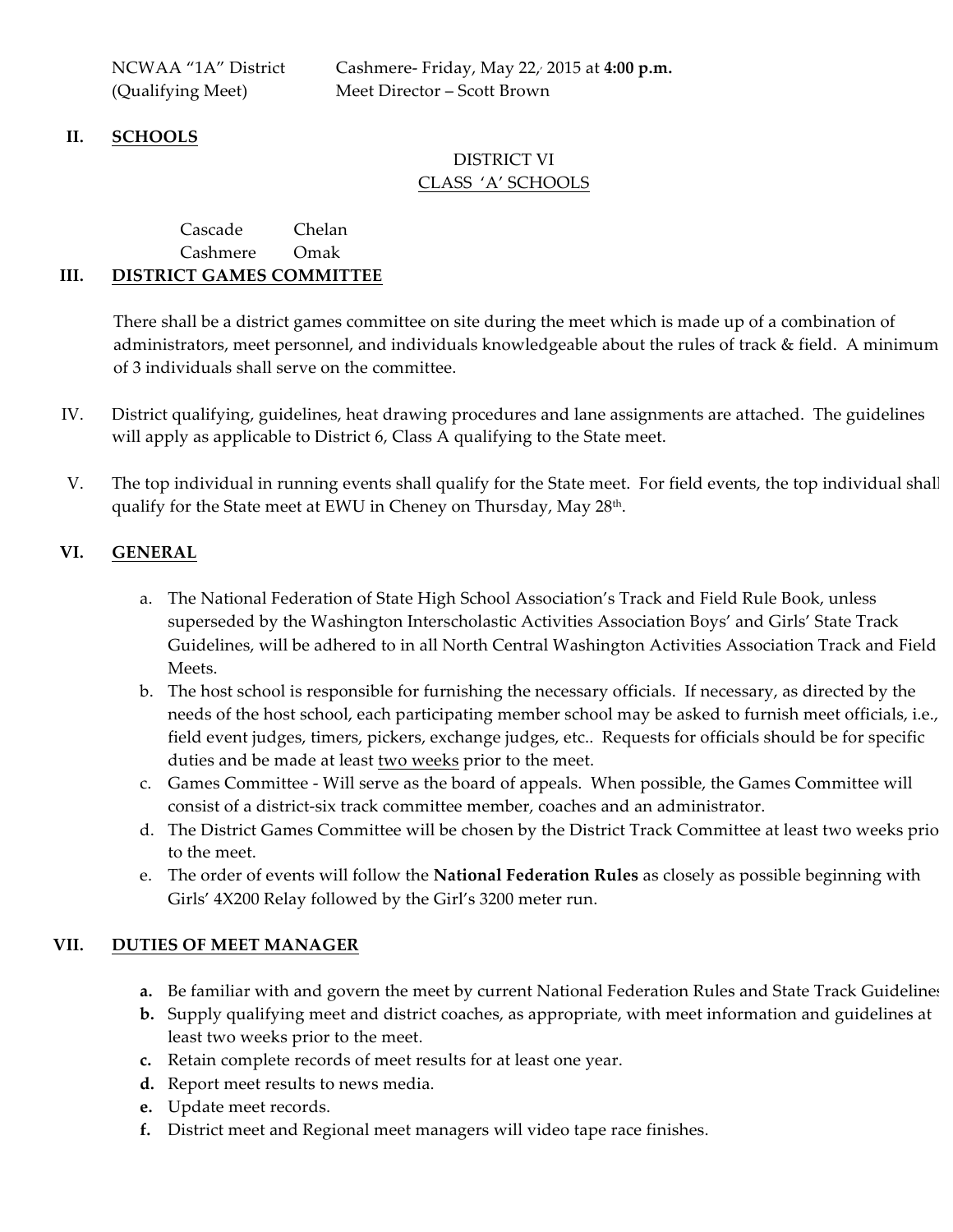NCWAA "1A" District	Cashmere- Friday, May 22, 2015 at **4:00 p.m.**
(Qualifying Meet)	Meet Director – Scott Brown

## II. SCHOOLS

DISTRICT VI
CLASS 'A' SCHOOLS

| | |
|---|---|
| Cascade | Chelan |
| Cashmere | Omak |

## III. DISTRICT GAMES COMMITTEE

There shall be a district games committee on site during the meet which is made up of a combination of administrators, meet personnel, and individuals knowledgeable about the rules of track & field. A minimum of 3 individuals shall serve on the committee.

IV. District qualifying, guidelines, heat drawing procedures and lane assignments are attached. The guidelines will apply as applicable to District 6, Class A qualifying to the State meet.

V. The top individual in running events shall qualify for the State meet. For field events, the top individual shall qualify for the State meet at EWU in Cheney on Thursday, May 28th.

## VI. GENERAL

a. The National Federation of State High School Association's Track and Field Rule Book, unless superseded by the Washington Interscholastic Activities Association Boys' and Girls' State Track Guidelines, will be adhered to in all North Central Washington Activities Association Track and Field Meets.
b. The host school is responsible for furnishing the necessary officials. If necessary, as directed by the needs of the host school, each participating member school may be asked to furnish meet officials, i.e., field event judges, timers, pickers, exchange judges, etc.. Requests for officials should be for specific duties and be made at least two weeks prior to the meet.
c. Games Committee - Will serve as the board of appeals. When possible, the Games Committee will consist of a district-six track committee member, coaches and an administrator.
d. The District Games Committee will be chosen by the District Track Committee at least two weeks prior to the meet.
e. The order of events will follow the **National Federation Rules** as closely as possible beginning with Girls' 4X200 Relay followed by the Girl's 3200 meter run.

## VII. DUTIES OF MEET MANAGER

**a.** Be familiar with and govern the meet by current National Federation Rules and State Track Guidelines
**b.** Supply qualifying meet and district coaches, as appropriate, with meet information and guidelines at least two weeks prior to the meet.
**c.** Retain complete records of meet results for at least one year.
**d.** Report meet results to news media.
**e.** Update meet records.
**f.** District meet and Regional meet managers will video tape race finishes.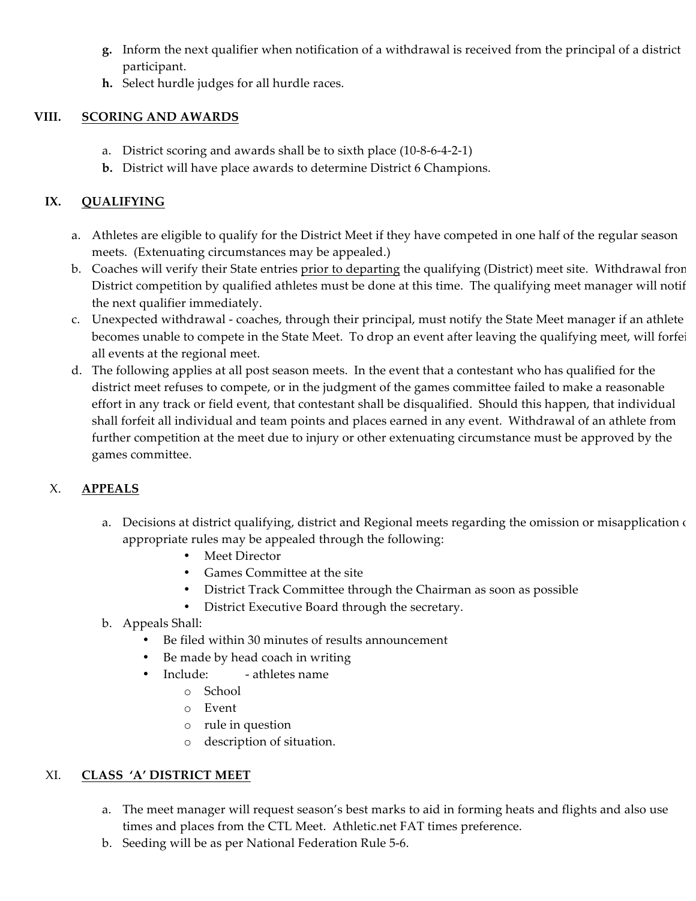**g.** Inform the next qualifier when notification of a withdrawal is received from the principal of a district participant.

**h.** Select hurdle judges for all hurdle races.

## VIII. SCORING AND AWARDS

a. District scoring and awards shall be to sixth place (10-8-6-4-2-1)

**b.** District will have place awards to determine District 6 Champions.

## IX. QUALIFYING

a. Athletes are eligible to qualify for the District Meet if they have competed in one half of the regular season meets. (Extenuating circumstances may be appealed.)

b. Coaches will verify their State entries prior to departing the qualifying (District) meet site. Withdrawal from District competition by qualified athletes must be done at this time. The qualifying meet manager will notify the next qualifier immediately.

c. Unexpected withdrawal - coaches, through their principal, must notify the State Meet manager if an athlete becomes unable to compete in the State Meet. To drop an event after leaving the qualifying meet, will forfeit all events at the regional meet.

d. The following applies at all post season meets. In the event that a contestant who has qualified for the district meet refuses to compete, or in the judgment of the games committee failed to make a reasonable effort in any track or field event, that contestant shall be disqualified. Should this happen, that individual shall forfeit all individual and team points and places earned in any event. Withdrawal of an athlete from further competition at the meet due to injury or other extenuating circumstance must be approved by the games committee.

## X. APPEALS

a. Decisions at district qualifying, district and Regional meets regarding the omission or misapplication of appropriate rules may be appealed through the following:
   - Meet Director
   - Games Committee at the site
   - District Track Committee through the Chairman as soon as possible
   - District Executive Board through the secretary.

b. Appeals Shall:
   - Be filed within 30 minutes of results announcement
   - Be made by head coach in writing
   - Include: - athletes name
     - School
     - Event
     - rule in question
     - description of situation.

## XI. CLASS 'A' DISTRICT MEET

a. The meet manager will request season's best marks to aid in forming heats and flights and also use times and places from the CTL Meet. Athletic.net FAT times preference.

b. Seeding will be as per National Federation Rule 5-6.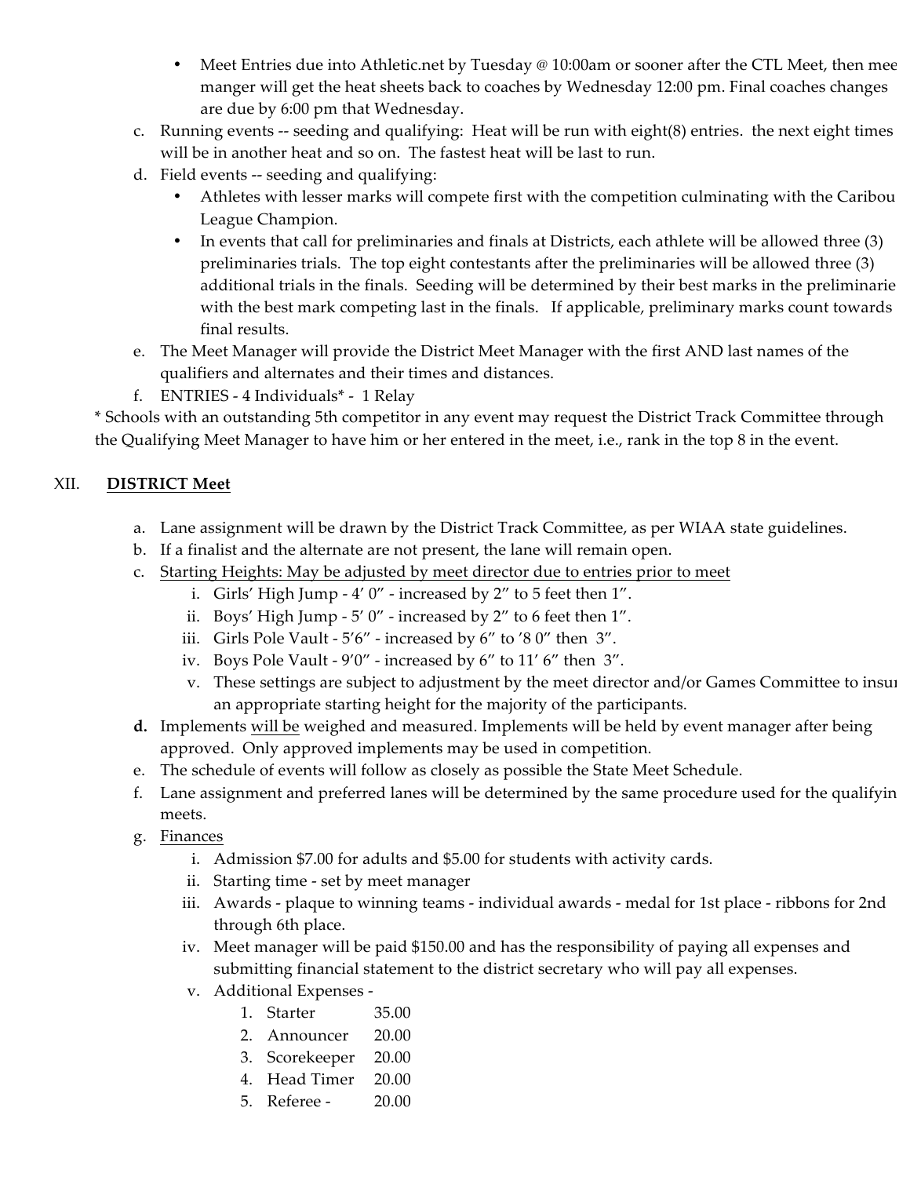- Meet Entries due into Athletic.net by Tuesday @ 10:00am or sooner after the CTL Meet, then meet manger will get the heat sheets back to coaches by Wednesday 12:00 pm. Final coaches changes are due by 6:00 pm that Wednesday.

c. Running events -- seeding and qualifying: Heat will be run with eight(8) entries. the next eight times will be in another heat and so on. The fastest heat will be last to run.

d. Field events -- seeding and qualifying:
   - Athletes with lesser marks will compete first with the competition culminating with the Caribou League Champion.
   - In events that call for preliminaries and finals at Districts, each athlete will be allowed three (3) preliminaries trials. The top eight contestants after the preliminaries will be allowed three (3) additional trials in the finals. Seeding will be determined by their best marks in the preliminaries with the best mark competing last in the finals. If applicable, preliminary marks count towards final results.

e. The Meet Manager will provide the District Meet Manager with the first AND last names of the qualifiers and alternates and their times and distances.

f. ENTRIES - 4 Individuals* - 1 Relay

\* Schools with an outstanding 5th competitor in any event may request the District Track Committee through the Qualifying Meet Manager to have him or her entered in the meet, i.e., rank in the top 8 in the event.

## XII. <u>DISTRICT Meet</u>

a. Lane assignment will be drawn by the District Track Committee, as per WIAA state guidelines.

b. If a finalist and the alternate are not present, the lane will remain open.

c. <u>Starting Heights: May be adjusted by meet director due to entries prior to meet</u>
   i. Girls' High Jump - 4' 0" - increased by 2" to 5 feet then 1".
   ii. Boys' High Jump - 5' 0" - increased by 2" to 6 feet then 1".
   iii. Girls Pole Vault - 5'6" - increased by 6" to '8 0" then 3".
   iv. Boys Pole Vault - 9'0" - increased by 6" to 11' 6" then 3".
   v. These settings are subject to adjustment by the meet director and/or Games Committee to insure an appropriate starting height for the majority of the participants.

**d.** Implements <u>will be</u> weighed and measured. Implements will be held by event manager after being approved. Only approved implements may be used in competition.

e. The schedule of events will follow as closely as possible the State Meet Schedule.

f. Lane assignment and preferred lanes will be determined by the same procedure used for the qualifying meets.

g. <u>Finances</u>
   i. Admission $7.00 for adults and $5.00 for students with activity cards.
   ii. Starting time - set by meet manager
   iii. Awards - plaque to winning teams - individual awards - medal for 1st place - ribbons for 2nd through 6th place.
   iv. Meet manager will be paid $150.00 and has the responsibility of paying all expenses and submitting financial statement to the district secretary who will pay all expenses.
   v. Additional Expenses -
      1. Starter 35.00
      2. Announcer 20.00
      3. Scorekeeper 20.00
      4. Head Timer 20.00
      5. Referee - 20.00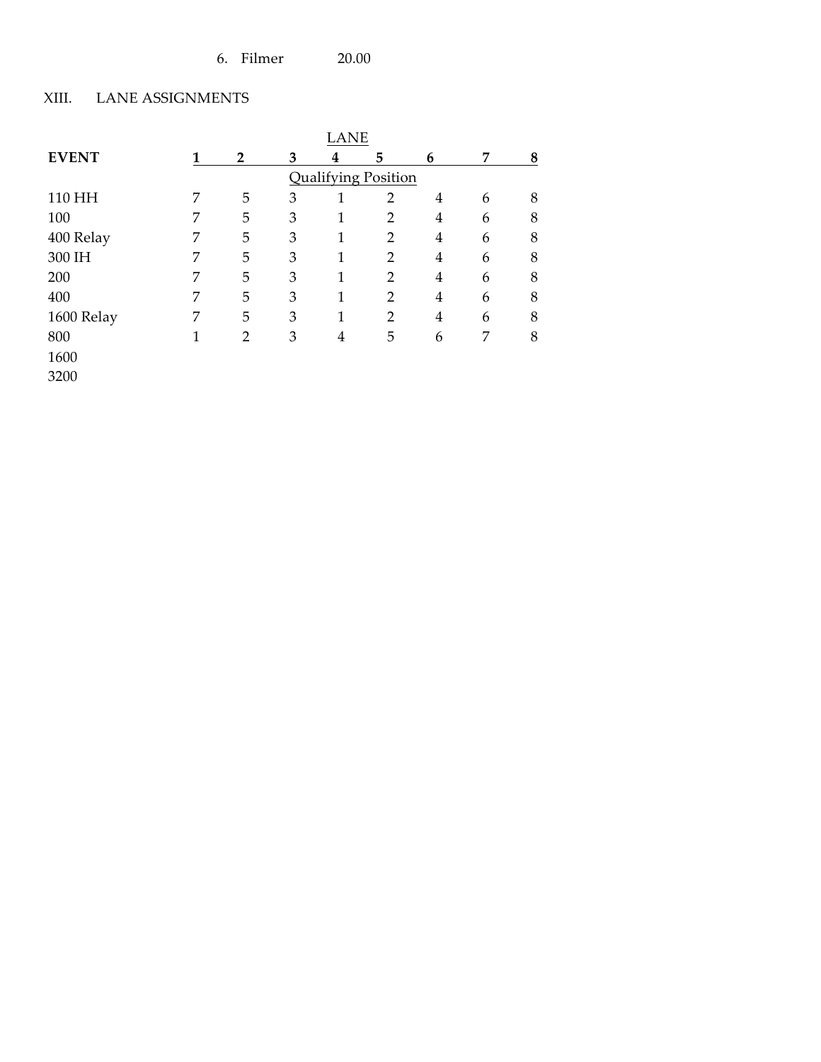6. Filmer 20.00

## XIII. LANE ASSIGNMENTS

| | LANE | | | | | | | |
|---|---|---|---|---|---|---|---|---|
| **EVENT** | **1** | **2** | **3** | **4** | **5** | **6** | **7** | **8** |
| | Qualifying Position | | | | | | | |
| 110 HH | 7 | 5 | 3 | 1 | 2 | 4 | 6 | 8 |
| 100 | 7 | 5 | 3 | 1 | 2 | 4 | 6 | 8 |
| 400 Relay | 7 | 5 | 3 | 1 | 2 | 4 | 6 | 8 |
| 300 IH | 7 | 5 | 3 | 1 | 2 | 4 | 6 | 8 |
| 200 | 7 | 5 | 3 | 1 | 2 | 4 | 6 | 8 |
| 400 | 7 | 5 | 3 | 1 | 2 | 4 | 6 | 8 |
| 1600 Relay | 7 | 5 | 3 | 1 | 2 | 4 | 6 | 8 |
| 800 | 1 | 2 | 3 | 4 | 5 | 6 | 7 | 8 |
| 1600 | | | | | | | | |
| 3200 | | | | | | | | |